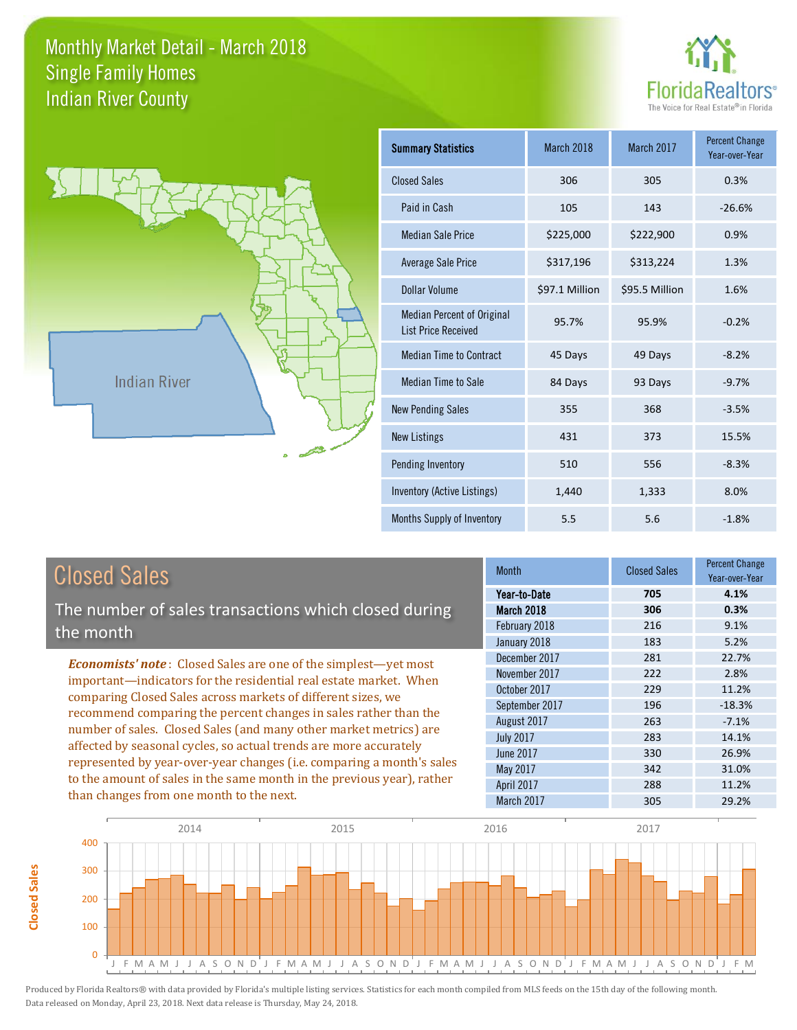# Monthly Market Detail - March 2018
## Single Family Homes
## Indian River County

FloridaRealtors® The Voice for Real Estate® in Florida

Indian River

| Summary Statistics | March 2018 | March 2017 | Percent Change Year-over-Year |
|---|---|---|---|
| Closed Sales | 306 | 305 | 0.3% |
| Paid in Cash | 105 | 143 | -26.6% |
| Median Sale Price | $225,000 | $222,900 | 0.9% |
| Average Sale Price | $317,196 | $313,224 | 1.3% |
| Dollar Volume | $97.1 Million | $95.5 Million | 1.6% |
| Median Percent of Original List Price Received | 95.7% | 95.9% | -0.2% |
| Median Time to Contract | 45 Days | 49 Days | -8.2% |
| Median Time to Sale | 84 Days | 93 Days | -9.7% |
| New Pending Sales | 355 | 368 | -3.5% |
| New Listings | 431 | 373 | 15.5% |
| Pending Inventory | 510 | 556 | -8.3% |
| Inventory (Active Listings) | 1,440 | 1,333 | 8.0% |
| Months Supply of Inventory | 5.5 | 5.6 | -1.8% |

## Closed Sales

The number of sales transactions which closed during the month

***Economists' note***: Closed Sales are one of the simplest—yet most important—indicators for the residential real estate market. When comparing Closed Sales across markets of different sizes, we recommend comparing the percent changes in sales rather than the number of sales. Closed Sales (and many other market metrics) are affected by seasonal cycles, so actual trends are more accurately represented by year-over-year changes (i.e. comparing a month's sales to the amount of sales in the same month in the previous year), rather than changes from one month to the next.

| Month | Closed Sales | Percent Change Year-over-Year |
|---|---|---|
| **Year-to-Date** | **705** | **4.1%** |
| **March 2018** | **306** | **0.3%** |
| February 2018 | 216 | 9.1% |
| January 2018 | 183 | 5.2% |
| December 2017 | 281 | 22.7% |
| November 2017 | 222 | 2.8% |
| October 2017 | 229 | 11.2% |
| September 2017 | 196 | -18.3% |
| August 2017 | 263 | -7.1% |
| July 2017 | 283 | 14.1% |
| June 2017 | 330 | 26.9% |
| May 2017 | 342 | 31.0% |
| April 2017 | 288 | 11.2% |
| March 2017 | 305 | 29.2% |

Produced by Florida Realtors® with data provided by Florida's multiple listing services. Statistics for each month compiled from MLS feeds on the 15th day of the following month. Data released on Monday, April 23, 2018. Next data release is Thursday, May 24, 2018.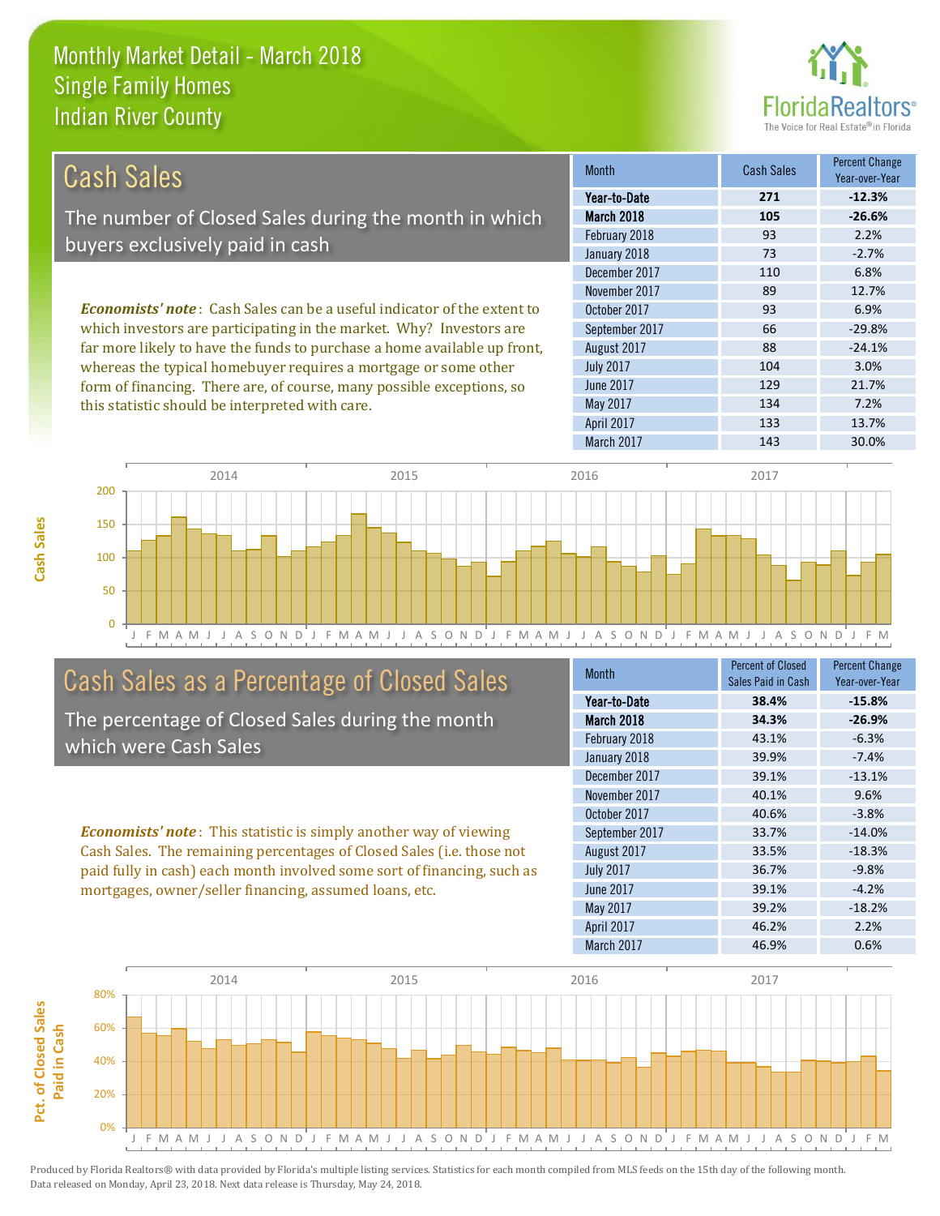# Monthly Market Detail - March 2018
## Single Family Homes
## Indian River County

## Cash Sales

The number of Closed Sales during the month in which buyers exclusively paid in cash

*Economists' note*: Cash Sales can be a useful indicator of the extent to which investors are participating in the market. Why? Investors are far more likely to have the funds to purchase a home available up front, whereas the typical homebuyer requires a mortgage or some other form of financing. There are, of course, many possible exceptions, so this statistic should be interpreted with care.

| Month | Cash Sales | Percent Change Year-over-Year |
|---|---|---|
| **Year-to-Date** | **271** | **-12.3%** |
| **March 2018** | **105** | **-26.6%** |
| February 2018 | 93 | 2.2% |
| January 2018 | 73 | -2.7% |
| December 2017 | 110 | 6.8% |
| November 2017 | 89 | 12.7% |
| October 2017 | 93 | 6.9% |
| September 2017 | 66 | -29.8% |
| August 2017 | 88 | -24.1% |
| July 2017 | 104 | 3.0% |
| June 2017 | 129 | 21.7% |
| May 2017 | 134 | 7.2% |
| April 2017 | 133 | 13.7% |
| March 2017 | 143 | 30.0% |

## Cash Sales as a Percentage of Closed Sales

The percentage of Closed Sales during the month which were Cash Sales

*Economists' note*: This statistic is simply another way of viewing Cash Sales. The remaining percentages of Closed Sales (i.e. those not paid fully in cash) each month involved some sort of financing, such as mortgages, owner/seller financing, assumed loans, etc.

| Month | Percent of Closed Sales Paid in Cash | Percent Change Year-over-Year |
|---|---|---|
| **Year-to-Date** | **38.4%** | **-15.8%** |
| **March 2018** | **34.3%** | **-26.9%** |
| February 2018 | 43.1% | -6.3% |
| January 2018 | 39.9% | -7.4% |
| December 2017 | 39.1% | -13.1% |
| November 2017 | 40.1% | 9.6% |
| October 2017 | 40.6% | -3.8% |
| September 2017 | 33.7% | -14.0% |
| August 2017 | 33.5% | -18.3% |
| July 2017 | 36.7% | -9.8% |
| June 2017 | 39.1% | -4.2% |
| May 2017 | 39.2% | -18.2% |
| April 2017 | 46.2% | 2.2% |
| March 2017 | 46.9% | 0.6% |

Produced by Florida Realtors® with data provided by Florida's multiple listing services. Statistics for each month compiled from MLS feeds on the 15th day of the following month. Data released on Monday, April 23, 2018. Next data release is Thursday, May 24, 2018.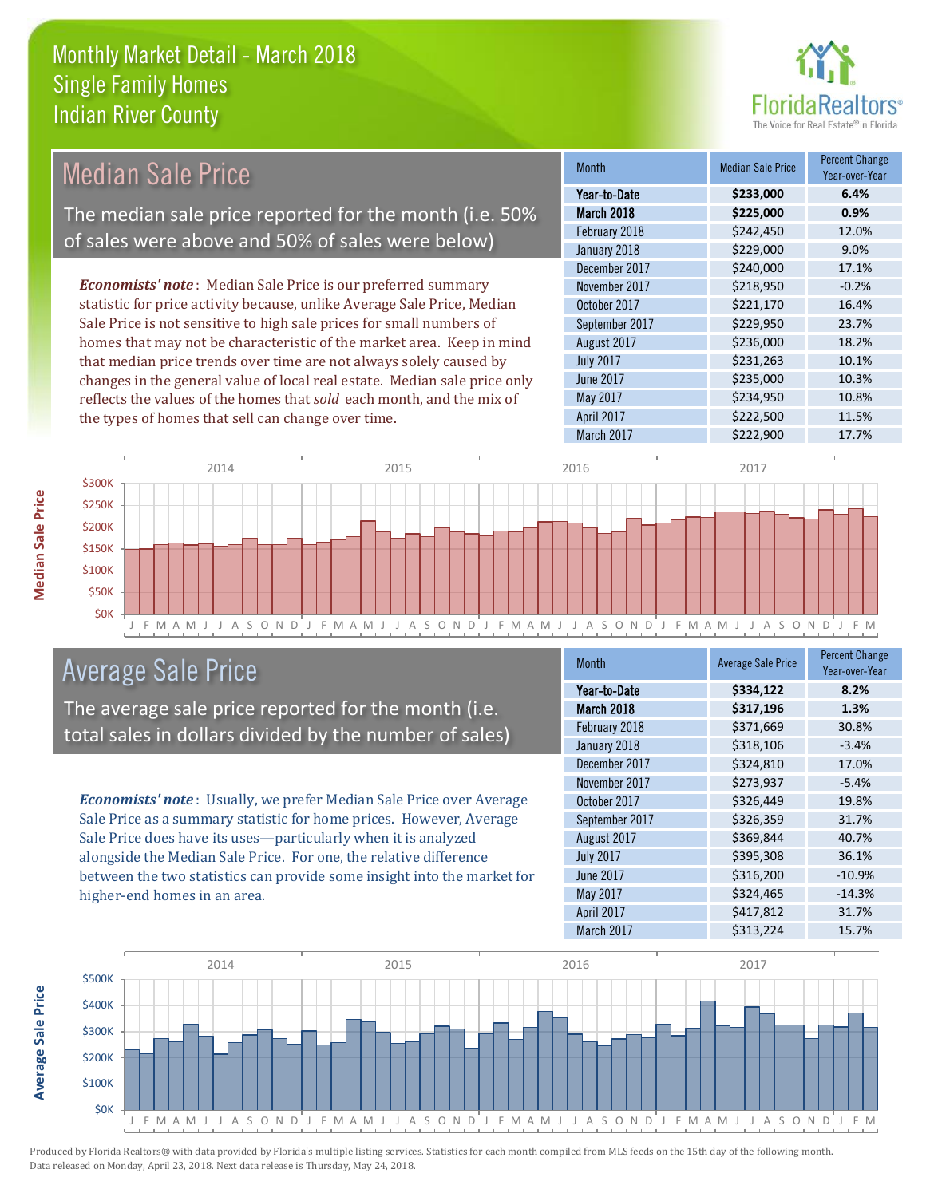# Monthly Market Detail - March 2018
## Single Family Homes
## Indian River County

## Median Sale Price

The median sale price reported for the month (i.e. 50% of sales were above and 50% of sales were below)

***Economists' note***: Median Sale Price is our preferred summary statistic for price activity because, unlike Average Sale Price, Median Sale Price is not sensitive to high sale prices for small numbers of homes that may not be characteristic of the market area. Keep in mind that median price trends over time are not always solely caused by changes in the general value of local real estate. Median sale price only reflects the values of the homes that *sold* each month, and the mix of the types of homes that sell can change over time.

| Month | Median Sale Price | Percent Change Year-over-Year |
|---|---|---|
| **Year-to-Date** | **$233,000** | **6.4%** |
| **March 2018** | **$225,000** | **0.9%** |
| February 2018 | $242,450 | 12.0% |
| January 2018 | $229,000 | 9.0% |
| December 2017 | $240,000 | 17.1% |
| November 2017 | $218,950 | -0.2% |
| October 2017 | $221,170 | 16.4% |
| September 2017 | $229,950 | 23.7% |
| August 2017 | $236,000 | 18.2% |
| July 2017 | $231,263 | 10.1% |
| June 2017 | $235,000 | 10.3% |
| May 2017 | $234,950 | 10.8% |
| April 2017 | $222,500 | 11.5% |
| March 2017 | $222,900 | 17.7% |

## Average Sale Price

The average sale price reported for the month (i.e. total sales in dollars divided by the number of sales)

***Economists' note***: Usually, we prefer Median Sale Price over Average Sale Price as a summary statistic for home prices. However, Average Sale Price does have its uses—particularly when it is analyzed alongside the Median Sale Price. For one, the relative difference between the two statistics can provide some insight into the market for higher-end homes in an area.

| Month | Average Sale Price | Percent Change Year-over-Year |
|---|---|---|
| **Year-to-Date** | **$334,122** | **8.2%** |
| **March 2018** | **$317,196** | **1.3%** |
| February 2018 | $371,669 | 30.8% |
| January 2018 | $318,106 | -3.4% |
| December 2017 | $324,810 | 17.0% |
| November 2017 | $273,937 | -5.4% |
| October 2017 | $326,449 | 19.8% |
| September 2017 | $326,359 | 31.7% |
| August 2017 | $369,844 | 40.7% |
| July 2017 | $395,308 | 36.1% |
| June 2017 | $316,200 | -10.9% |
| May 2017 | $324,465 | -14.3% |
| April 2017 | $417,812 | 31.7% |
| March 2017 | $313,224 | 15.7% |

Produced by Florida Realtors® with data provided by Florida's multiple listing services. Statistics for each month compiled from MLS feeds on the 15th day of the following month. Data released on Monday, April 23, 2018. Next data release is Thursday, May 24, 2018.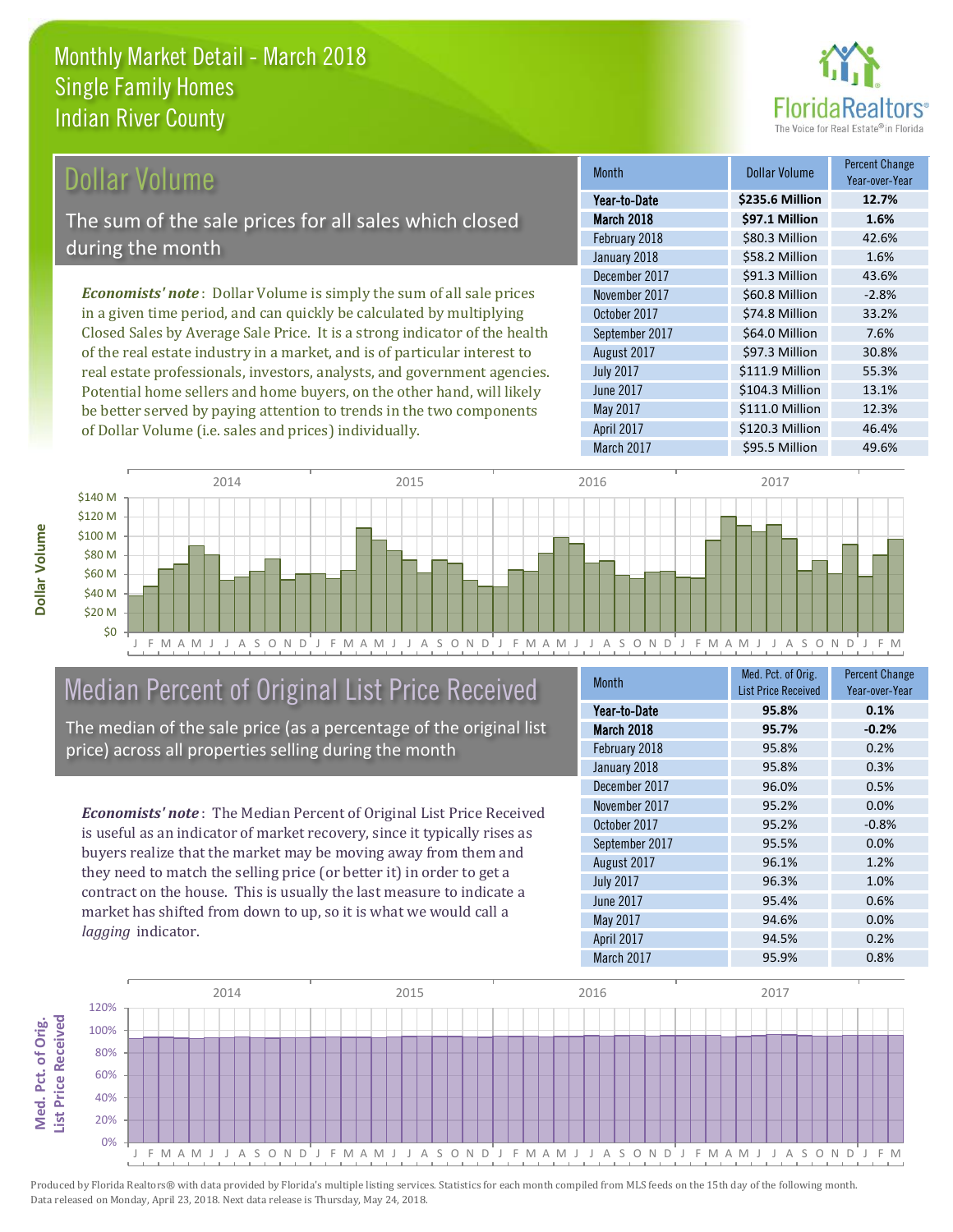# Monthly Market Detail - March 2018
## Single Family Homes
## Indian River County

## Dollar Volume

The sum of the sale prices for all sales which closed during the month

*Economists' note*: Dollar Volume is simply the sum of all sale prices in a given time period, and can quickly be calculated by multiplying Closed Sales by Average Sale Price. It is a strong indicator of the health of the real estate industry in a market, and is of particular interest to real estate professionals, investors, analysts, and government agencies. Potential home sellers and home buyers, on the other hand, will likely be better served by paying attention to trends in the two components of Dollar Volume (i.e. sales and prices) individually.

| Month | Dollar Volume | Percent Change Year-over-Year |
|---|---|---|
| **Year-to-Date** | **$235.6 Million** | **12.7%** |
| **March 2018** | **$97.1 Million** | **1.6%** |
| February 2018 | $80.3 Million | 42.6% |
| January 2018 | $58.2 Million | 1.6% |
| December 2017 | $91.3 Million | 43.6% |
| November 2017 | $60.8 Million | -2.8% |
| October 2017 | $74.8 Million | 33.2% |
| September 2017 | $64.0 Million | 7.6% |
| August 2017 | $97.3 Million | 30.8% |
| July 2017 | $111.9 Million | 55.3% |
| June 2017 | $104.3 Million | 13.1% |
| May 2017 | $111.0 Million | 12.3% |
| April 2017 | $120.3 Million | 46.4% |
| March 2017 | $95.5 Million | 49.6% |

## Median Percent of Original List Price Received

The median of the sale price (as a percentage of the original list price) across all properties selling during the month

*Economists' note*: The Median Percent of Original List Price Received is useful as an indicator of market recovery, since it typically rises as buyers realize that the market may be moving away from them and they need to match the selling price (or better it) in order to get a contract on the house. This is usually the last measure to indicate a market has shifted from down to up, so it is what we would call a *lagging* indicator.

| Month | Med. Pct. of Orig. List Price Received | Percent Change Year-over-Year |
|---|---|---|
| **Year-to-Date** | **95.8%** | **0.1%** |
| **March 2018** | **95.7%** | **-0.2%** |
| February 2018 | 95.8% | 0.2% |
| January 2018 | 95.8% | 0.3% |
| December 2017 | 96.0% | 0.5% |
| November 2017 | 95.2% | 0.0% |
| October 2017 | 95.2% | -0.8% |
| September 2017 | 95.5% | 0.0% |
| August 2017 | 96.1% | 1.2% |
| July 2017 | 96.3% | 1.0% |
| June 2017 | 95.4% | 0.6% |
| May 2017 | 94.6% | 0.0% |
| April 2017 | 94.5% | 0.2% |
| March 2017 | 95.9% | 0.8% |

Produced by Florida Realtors® with data provided by Florida's multiple listing services. Statistics for each month compiled from MLS feeds on the 15th day of the following month. Data released on Monday, April 23, 2018. Next data release is Thursday, May 24, 2018.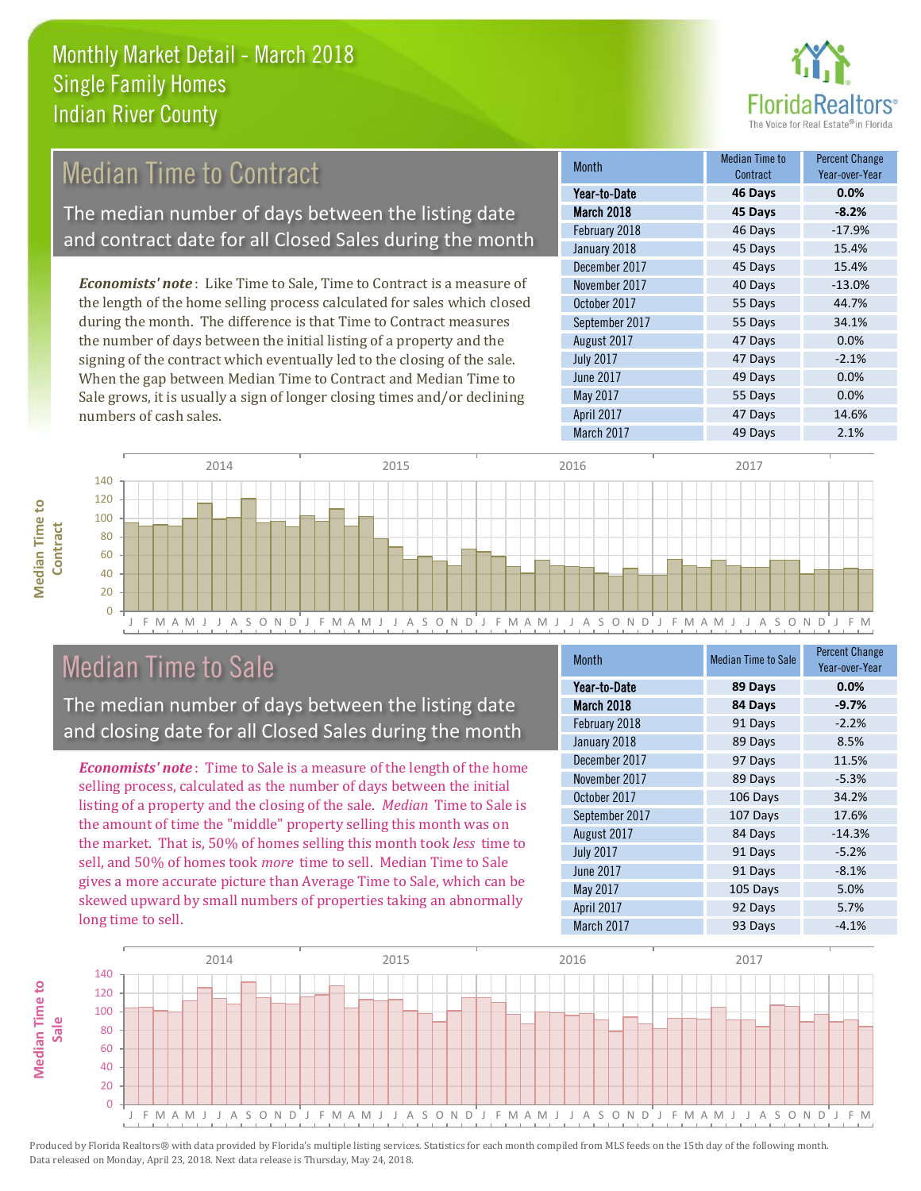# Monthly Market Detail - March 2018
## Single Family Homes
## Indian River County

## Median Time to Contract

The median number of days between the listing date and contract date for all Closed Sales during the month

*Economists' note*: Like Time to Sale, Time to Contract is a measure of the length of the home selling process calculated for sales which closed during the month. The difference is that Time to Contract measures the number of days between the initial listing of a property and the signing of the contract which eventually led to the closing of the sale. When the gap between Median Time to Contract and Median Time to Sale grows, it is usually a sign of longer closing times and/or declining numbers of cash sales.

| Month | Median Time to Contract | Percent Change Year-over-Year |
|---|---|---|
| **Year-to-Date** | **46 Days** | **0.0%** |
| **March 2018** | **45 Days** | **-8.2%** |
| February 2018 | 46 Days | -17.9% |
| January 2018 | 45 Days | 15.4% |
| December 2017 | 45 Days | 15.4% |
| November 2017 | 40 Days | -13.0% |
| October 2017 | 55 Days | 44.7% |
| September 2017 | 55 Days | 34.1% |
| August 2017 | 47 Days | 0.0% |
| July 2017 | 47 Days | -2.1% |
| June 2017 | 49 Days | 0.0% |
| May 2017 | 55 Days | 0.0% |
| April 2017 | 47 Days | 14.6% |
| March 2017 | 49 Days | 2.1% |

## Median Time to Sale

The median number of days between the listing date and closing date for all Closed Sales during the month

*Economists' note*: Time to Sale is a measure of the length of the home selling process, calculated as the number of days between the initial listing of a property and the closing of the sale. *Median* Time to Sale is the amount of time the "middle" property selling this month was on the market. That is, 50% of homes selling this month took *less* time to sell, and 50% of homes took *more* time to sell. Median Time to Sale gives a more accurate picture than Average Time to Sale, which can be skewed upward by small numbers of properties taking an abnormally long time to sell.

| Month | Median Time to Sale | Percent Change Year-over-Year |
|---|---|---|
| **Year-to-Date** | **89 Days** | **0.0%** |
| **March 2018** | **84 Days** | **-9.7%** |
| February 2018 | 91 Days | -2.2% |
| January 2018 | 89 Days | 8.5% |
| December 2017 | 97 Days | 11.5% |
| November 2017 | 89 Days | -5.3% |
| October 2017 | 106 Days | 34.2% |
| September 2017 | 107 Days | 17.6% |
| August 2017 | 84 Days | -14.3% |
| July 2017 | 91 Days | -5.2% |
| June 2017 | 91 Days | -8.1% |
| May 2017 | 105 Days | 5.0% |
| April 2017 | 92 Days | 5.7% |
| March 2017 | 93 Days | -4.1% |

Produced by Florida Realtors® with data provided by Florida's multiple listing services. Statistics for each month compiled from MLS feeds on the 15th day of the following month. Data released on Monday, April 23, 2018. Next data release is Thursday, May 24, 2018.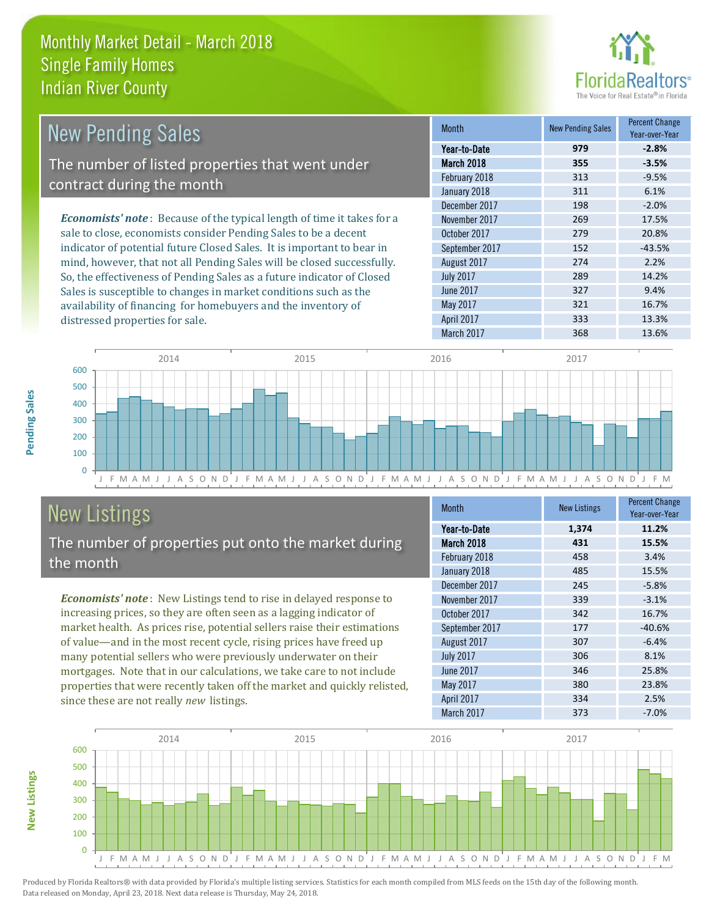# Monthly Market Detail - March 2018
## Single Family Homes
## Indian River County

## New Pending Sales

The number of listed properties that went under contract during the month

***Economists' note***: Because of the typical length of time it takes for a sale to close, economists consider Pending Sales to be a decent indicator of potential future Closed Sales. It is important to bear in mind, however, that not all Pending Sales will be closed successfully. So, the effectiveness of Pending Sales as a future indicator of Closed Sales is susceptible to changes in market conditions such as the availability of financing for homebuyers and the inventory of distressed properties for sale.

| Month | New Pending Sales | Percent Change Year-over-Year |
|---|---|---|
| **Year-to-Date** | **979** | **-2.8%** |
| **March 2018** | **355** | **-3.5%** |
| February 2018 | 313 | -9.5% |
| January 2018 | 311 | 6.1% |
| December 2017 | 198 | -2.0% |
| November 2017 | 269 | 17.5% |
| October 2017 | 279 | 20.8% |
| September 2017 | 152 | -43.5% |
| August 2017 | 274 | 2.2% |
| July 2017 | 289 | 14.2% |
| June 2017 | 327 | 9.4% |
| May 2017 | 321 | 16.7% |
| April 2017 | 333 | 13.3% |
| March 2017 | 368 | 13.6% |

## New Listings

The number of properties put onto the market during the month

***Economists' note***: New Listings tend to rise in delayed response to increasing prices, so they are often seen as a lagging indicator of market health. As prices rise, potential sellers raise their estimations of value—and in the most recent cycle, rising prices have freed up many potential sellers who were previously underwater on their mortgages. Note that in our calculations, we take care to not include properties that were recently taken off the market and quickly relisted, since these are not really *new* listings.

| Month | New Listings | Percent Change Year-over-Year |
|---|---|---|
| **Year-to-Date** | **1,374** | **11.2%** |
| **March 2018** | **431** | **15.5%** |
| February 2018 | 458 | 3.4% |
| January 2018 | 485 | 15.5% |
| December 2017 | 245 | -5.8% |
| November 2017 | 339 | -3.1% |
| October 2017 | 342 | 16.7% |
| September 2017 | 177 | -40.6% |
| August 2017 | 307 | -6.4% |
| July 2017 | 306 | 8.1% |
| June 2017 | 346 | 25.8% |
| May 2017 | 380 | 23.8% |
| April 2017 | 334 | 2.5% |
| March 2017 | 373 | -7.0% |

Produced by Florida Realtors® with data provided by Florida's multiple listing services. Statistics for each month compiled from MLS feeds on the 15th day of the following month. Data released on Monday, April 23, 2018. Next data release is Thursday, May 24, 2018.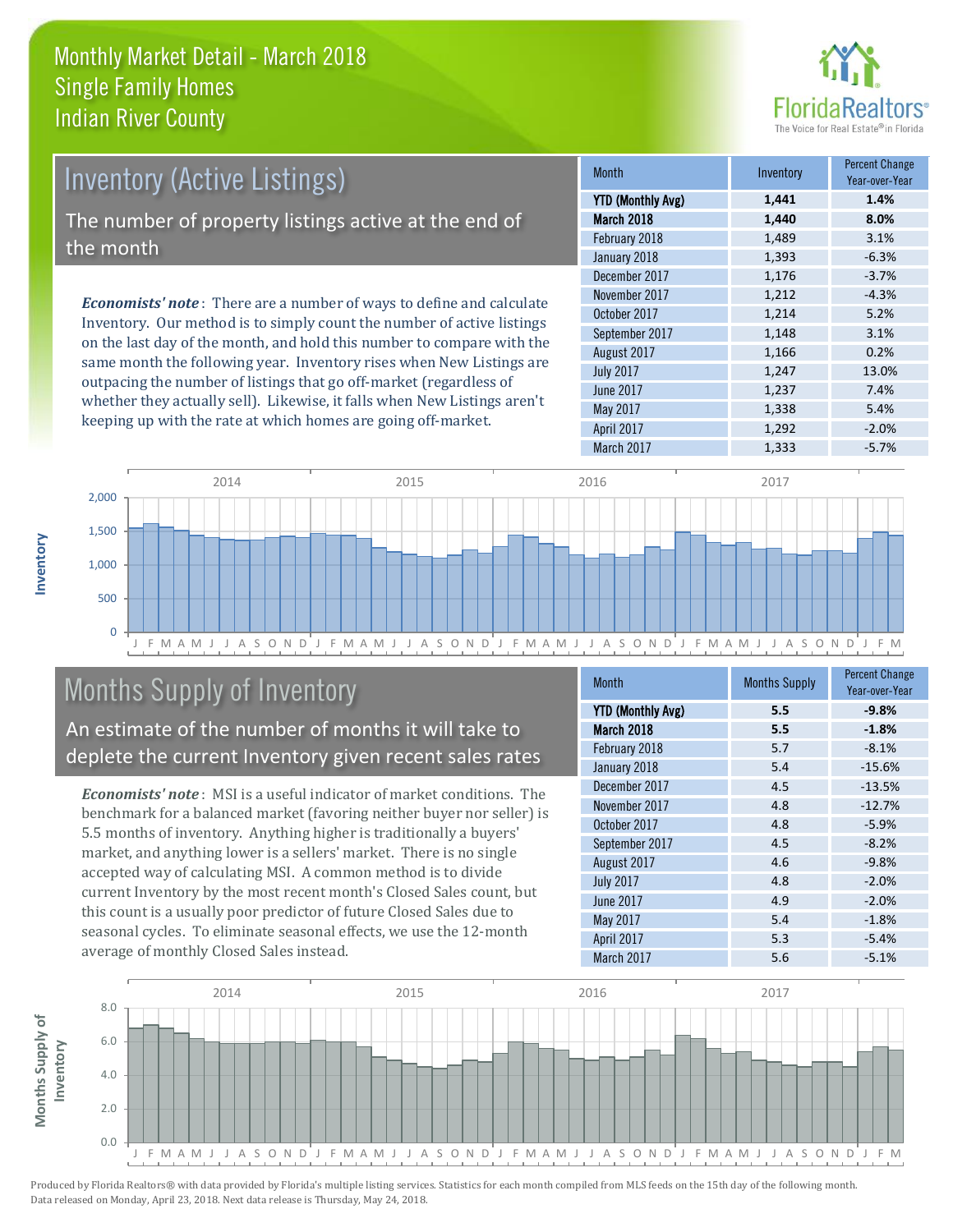# Monthly Market Detail - March 2018
## Single Family Homes
## Indian River County

## Inventory (Active Listings)

The number of property listings active at the end of the month

*Economists' note*: There are a number of ways to define and calculate Inventory. Our method is to simply count the number of active listings on the last day of the month, and hold this number to compare with the same month the following year. Inventory rises when New Listings are outpacing the number of listings that go off-market (regardless of whether they actually sell). Likewise, it falls when New Listings aren't keeping up with the rate at which homes are going off-market.

| Month | Inventory | Percent Change Year-over-Year |
|---|---|---|
| **YTD (Monthly Avg)** | **1,441** | **1.4%** |
| **March 2018** | **1,440** | **8.0%** |
| February 2018 | 1,489 | 3.1% |
| January 2018 | 1,393 | -6.3% |
| December 2017 | 1,176 | -3.7% |
| November 2017 | 1,212 | -4.3% |
| October 2017 | 1,214 | 5.2% |
| September 2017 | 1,148 | 3.1% |
| August 2017 | 1,166 | 0.2% |
| July 2017 | 1,247 | 13.0% |
| June 2017 | 1,237 | 7.4% |
| May 2017 | 1,338 | 5.4% |
| April 2017 | 1,292 | -2.0% |
| March 2017 | 1,333 | -5.7% |

## Months Supply of Inventory

An estimate of the number of months it will take to deplete the current Inventory given recent sales rates

*Economists' note*: MSI is a useful indicator of market conditions. The benchmark for a balanced market (favoring neither buyer nor seller) is 5.5 months of inventory. Anything higher is traditionally a buyers' market, and anything lower is a sellers' market. There is no single accepted way of calculating MSI. A common method is to divide current Inventory by the most recent month's Closed Sales count, but this count is a usually poor predictor of future Closed Sales due to seasonal cycles. To eliminate seasonal effects, we use the 12-month average of monthly Closed Sales instead.

| Month | Months Supply | Percent Change Year-over-Year |
|---|---|---|
| **YTD (Monthly Avg)** | **5.5** | **-9.8%** |
| **March 2018** | **5.5** | **-1.8%** |
| February 2018 | 5.7 | -8.1% |
| January 2018 | 5.4 | -15.6% |
| December 2017 | 4.5 | -13.5% |
| November 2017 | 4.8 | -12.7% |
| October 2017 | 4.8 | -5.9% |
| September 2017 | 4.5 | -8.2% |
| August 2017 | 4.6 | -9.8% |
| July 2017 | 4.8 | -2.0% |
| June 2017 | 4.9 | -2.0% |
| May 2017 | 5.4 | -1.8% |
| April 2017 | 5.3 | -5.4% |
| March 2017 | 5.6 | -5.1% |

Produced by Florida Realtors® with data provided by Florida's multiple listing services. Statistics for each month compiled from MLS feeds on the 15th day of the following month. Data released on Monday, April 23, 2018. Next data release is Thursday, May 24, 2018.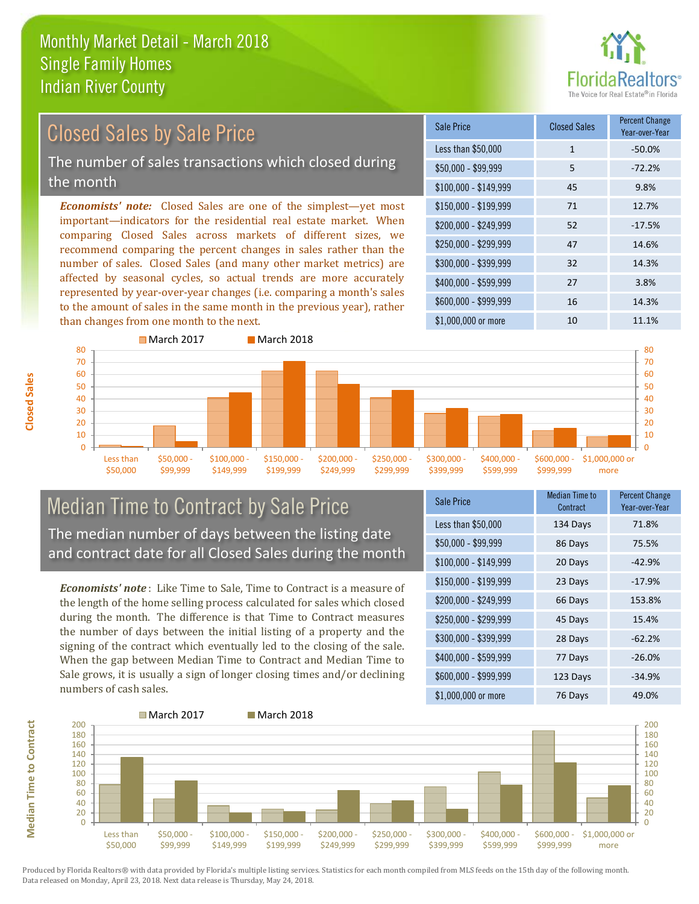Monthly Market Detail - March 2018
Single Family Homes
Indian River County

## Closed Sales by Sale Price

The number of sales transactions which closed during the month

***Economists' note:*** Closed Sales are one of the simplest—yet most important—indicators for the residential real estate market. When comparing Closed Sales across markets of different sizes, we recommend comparing the percent changes in sales rather than the number of sales. Closed Sales (and many other market metrics) are affected by seasonal cycles, so actual trends are more accurately represented by year-over-year changes (i.e. comparing a month's sales to the amount of sales in the same month in the previous year), rather than changes from one month to the next.

| Sale Price | Closed Sales | Percent Change Year-over-Year |
|---|---|---|
| Less than $50,000 | 1 | -50.0% |
| $50,000 - $99,999 | 5 | -72.2% |
| $100,000 - $149,999 | 45 | 9.8% |
| $150,000 - $199,999 | 71 | 12.7% |
| $200,000 - $249,999 | 52 | -17.5% |
| $250,000 - $299,999 | 47 | 14.6% |
| $300,000 - $399,999 | 32 | 14.3% |
| $400,000 - $599,999 | 27 | 3.8% |
| $600,000 - $999,999 | 16 | 14.3% |
| $1,000,000 or more | 10 | 11.1% |

## Median Time to Contract by Sale Price

The median number of days between the listing date and contract date for all Closed Sales during the month

***Economists' note***: Like Time to Sale, Time to Contract is a measure of the length of the home selling process calculated for sales which closed during the month. The difference is that Time to Contract measures the number of days between the initial listing of a property and the signing of the contract which eventually led to the closing of the sale. When the gap between Median Time to Contract and Median Time to Sale grows, it is usually a sign of longer closing times and/or declining numbers of cash sales.

| Sale Price | Median Time to Contract | Percent Change Year-over-Year |
|---|---|---|
| Less than $50,000 | 134 Days | 71.8% |
| $50,000 - $99,999 | 86 Days | 75.5% |
| $100,000 - $149,999 | 20 Days | -42.9% |
| $150,000 - $199,999 | 23 Days | -17.9% |
| $200,000 - $249,999 | 66 Days | 153.8% |
| $250,000 - $299,999 | 45 Days | 15.4% |
| $300,000 - $399,999 | 28 Days | -62.2% |
| $400,000 - $599,999 | 77 Days | -26.0% |
| $600,000 - $999,999 | 123 Days | -34.9% |
| $1,000,000 or more | 76 Days | 49.0% |

Produced by Florida Realtors® with data provided by Florida's multiple listing services. Statistics for each month compiled from MLS feeds on the 15th day of the following month. Data released on Monday, April 23, 2018. Next data release is Thursday, May 24, 2018.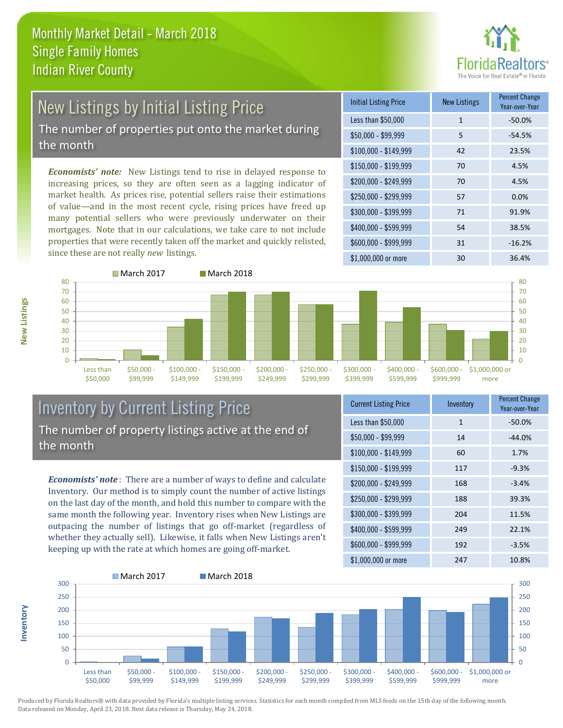# Monthly Market Detail - March 2018
## Single Family Homes
## Indian River County

## New Listings by Initial Listing Price

The number of properties put onto the market during the month

*Economists' note:* New Listings tend to rise in delayed response to increasing prices, so they are often seen as a lagging indicator of market health. As prices rise, potential sellers raise their estimations of value—and in the most recent cycle, rising prices have freed up many potential sellers who were previously underwater on their mortgages. Note that in our calculations, we take care to not include properties that were recently taken off the market and quickly relisted, since these are not really *new* listings.

| Initial Listing Price | New Listings | Percent Change Year-over-Year |
|---|---|---|
| Less than $50,000 | 1 | -50.0% |
| $50,000 - $99,999 | 5 | -54.5% |
| $100,000 - $149,999 | 42 | 23.5% |
| $150,000 - $199,999 | 70 | 4.5% |
| $200,000 - $249,999 | 70 | 4.5% |
| $250,000 - $299,999 | 57 | 0.0% |
| $300,000 - $399,999 | 71 | 91.9% |
| $400,000 - $599,999 | 54 | 38.5% |
| $600,000 - $999,999 | 31 | -16.2% |
| $1,000,000 or more | 30 | 36.4% |

## Inventory by Current Listing Price

The number of property listings active at the end of the month

*Economists' note*: There are a number of ways to define and calculate Inventory. Our method is to simply count the number of active listings on the last day of the month, and hold this number to compare with the same month the following year. Inventory rises when New Listings are outpacing the number of listings that go off-market (regardless of whether they actually sell). Likewise, it falls when New Listings aren't keeping up with the rate at which homes are going off-market.

| Current Listing Price | Inventory | Percent Change Year-over-Year |
|---|---|---|
| Less than $50,000 | 1 | -50.0% |
| $50,000 - $99,999 | 14 | -44.0% |
| $100,000 - $149,999 | 60 | 1.7% |
| $150,000 - $199,999 | 117 | -9.3% |
| $200,000 - $249,999 | 168 | -3.4% |
| $250,000 - $299,999 | 188 | 39.3% |
| $300,000 - $399,999 | 204 | 11.5% |
| $400,000 - $599,999 | 249 | 22.1% |
| $600,000 - $999,999 | 192 | -3.5% |
| $1,000,000 or more | 247 | 10.8% |

Produced by Florida Realtors® with data provided by Florida's multiple listing services. Statistics for each month compiled from MLS feeds on the 15th day of the following month. Data released on Monday, April 23, 2018. Next data release is Thursday, May 24, 2018.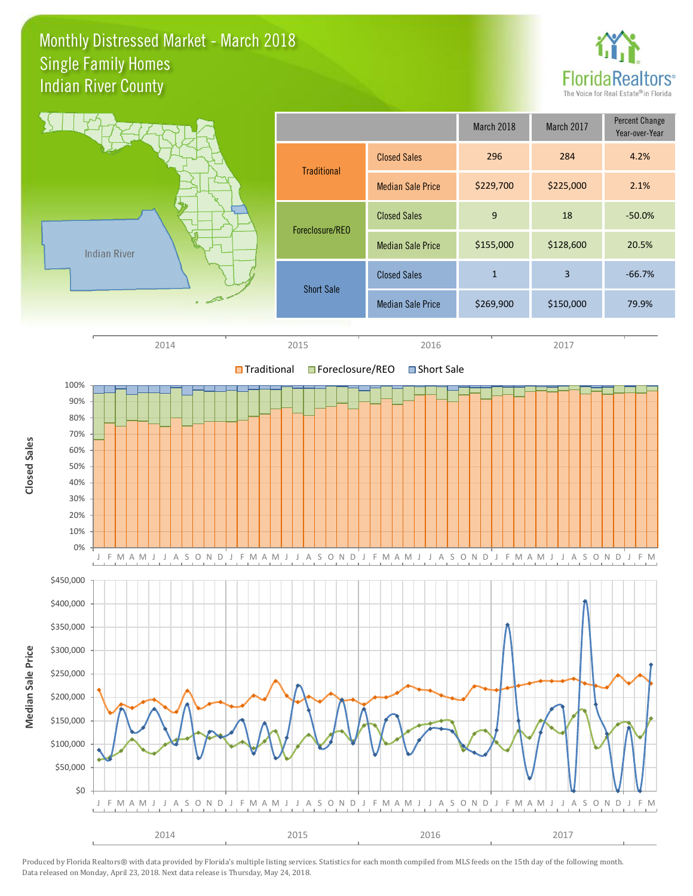# Monthly Distressed Market - March 2018
## Single Family Homes
## Indian River County

FloridaRealtors®
The Voice for Real Estate® in Florida

Indian River

| | | March 2018 | March 2017 | Percent Change Year-over-Year |
|---|---|---|---|---|
| Traditional | Closed Sales | 296 | 284 | 4.2% |
| | Median Sale Price | $229,700 | $225,000 | 2.1% |
| Foreclosure/REO | Closed Sales | 9 | 18 | -50.0% |
| | Median Sale Price | $155,000 | $128,600 | 20.5% |
| Short Sale | Closed Sales | 1 | 3 | -66.7% |
| | Median Sale Price | $269,900 | $150,000 | 79.9% |

2014 2015 2016 2017

Traditional Foreclosure/REO Short Sale

Closed Sales

100% 90% 80% 70% 60% 50% 40% 30% 20% 10% 0%

J F M A M J J A S O N D J F M A M J J A S O N D J F M A M J J A S O N D J F M A M J J A S O N D J F M

Median Sale Price

$450,000 $400,000 $350,000 $300,000 $250,000 $200,000 $150,000 $100,000 $50,000 $0

J F M A M J J A S O N D J F M A M J J A S O N D J F M A M J J A S O N D J F M A M J J A S O N D J F M

2014 2015 2016 2017

Produced by Florida Realtors® with data provided by Florida's multiple listing services. Statistics for each month compiled from MLS feeds on the 15th day of the following month. Data released on Monday, April 23, 2018. Next data release is Thursday, May 24, 2018.